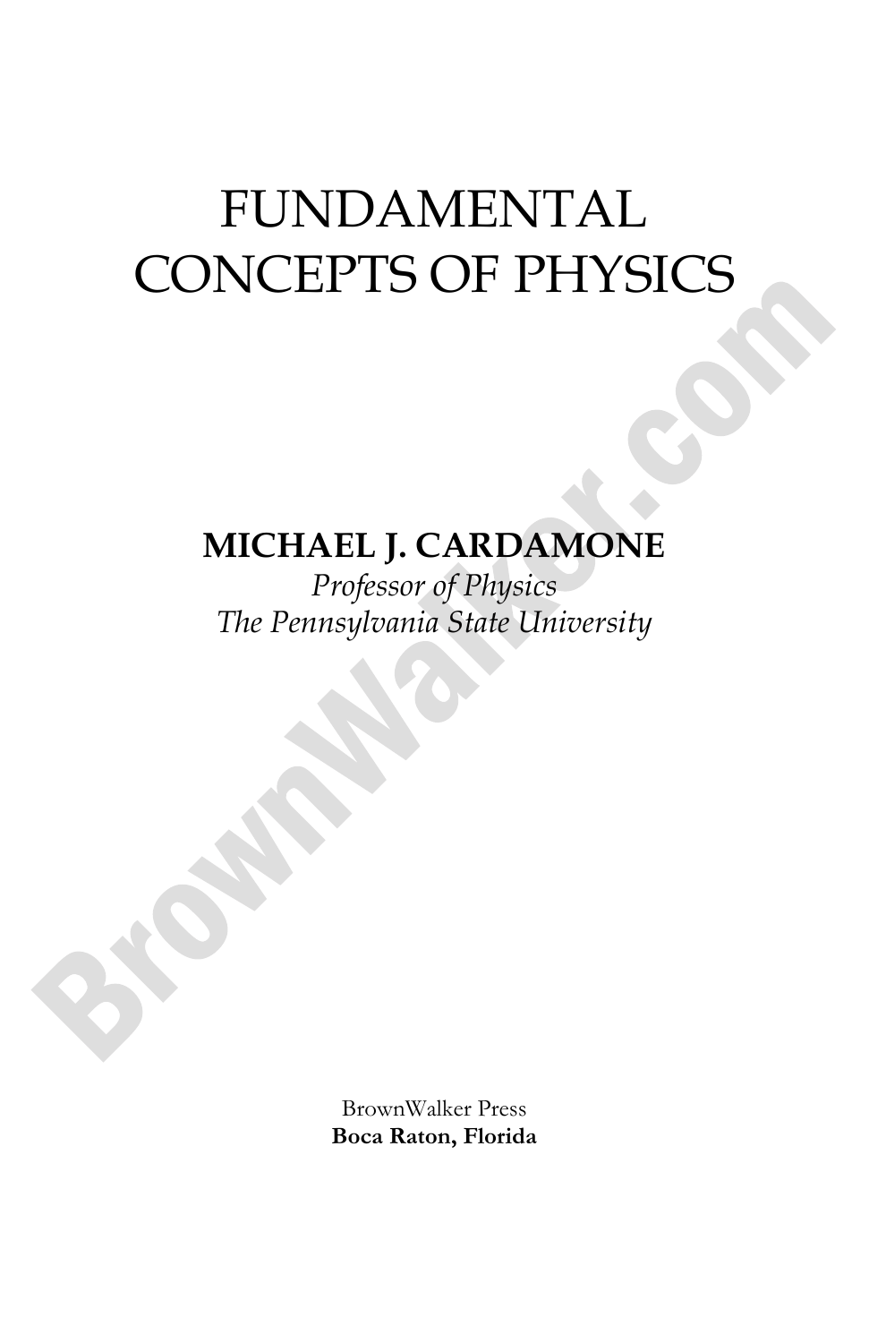# FUNDAMENTAL CONCEPTS OF PHYSICS

**MICHAEL J. CARDAMONE**

*Professor of Physics*
*The Pennsylvania State University*

BrownWalker Press
**Boca Raton, Florida**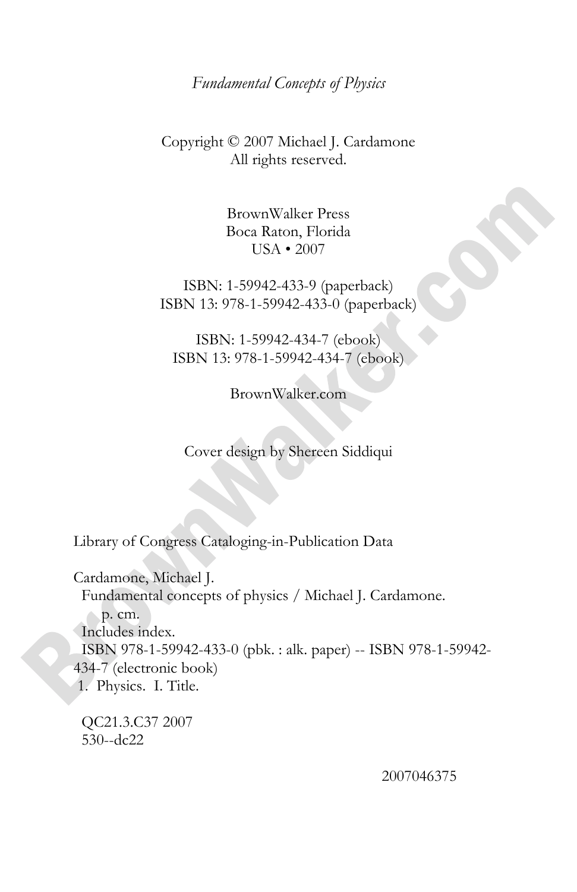*Fundamental Concepts of Physics*

Copyright © 2007 Michael J. Cardamone
All rights reserved.

BrownWalker Press
Boca Raton, Florida
USA • 2007

ISBN: 1-59942-433-9 (paperback)
ISBN 13: 978-1-59942-433-0 (paperback)

ISBN: 1-59942-434-7 (ebook)
ISBN 13: 978-1-59942-434-7 (ebook)

BrownWalker.com

Cover design by Shereen Siddiqui

Library of Congress Cataloging-in-Publication Data

Cardamone, Michael J.
Fundamental concepts of physics / Michael J. Cardamone.
p. cm.
Includes index.
ISBN 978-1-59942-433-0 (pbk. : alk. paper) -- ISBN 978-1-59942-434-7 (electronic book)
1. Physics. I. Title.

QC21.3.C37 2007
530--dc22

2007046375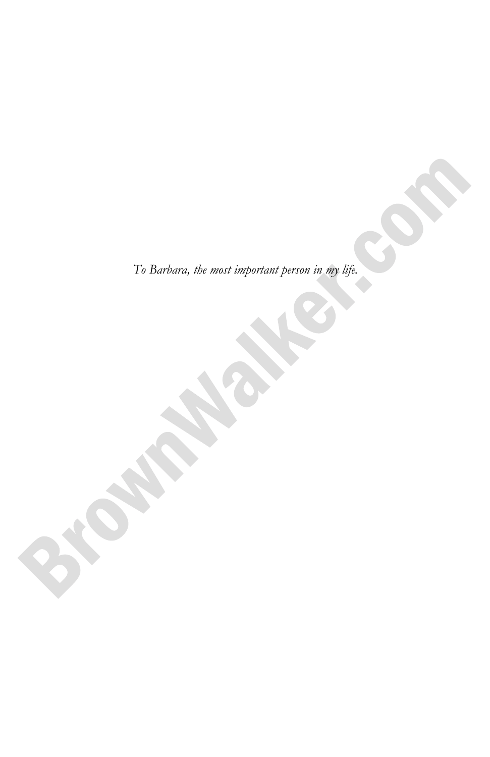*To Barbara, the most important person in my life.*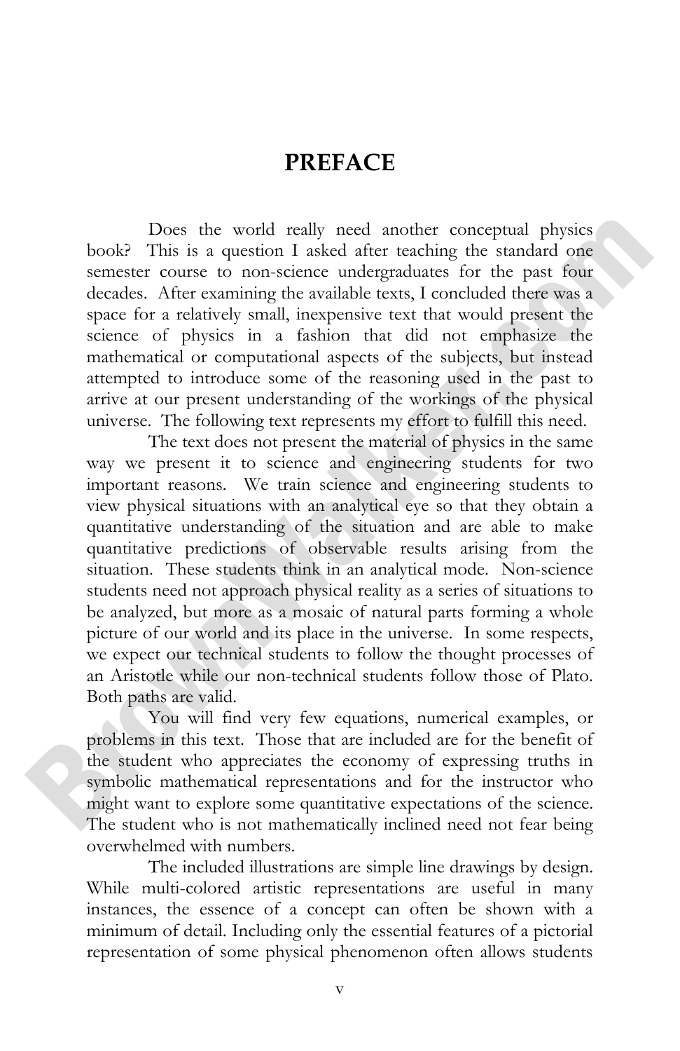# PREFACE

Does the world really need another conceptual physics book? This is a question I asked after teaching the standard one semester course to non-science undergraduates for the past four decades. After examining the available texts, I concluded there was a space for a relatively small, inexpensive text that would present the science of physics in a fashion that did not emphasize the mathematical or computational aspects of the subjects, but instead attempted to introduce some of the reasoning used in the past to arrive at our present understanding of the workings of the physical universe. The following text represents my effort to fulfill this need.

The text does not present the material of physics in the same way we present it to science and engineering students for two important reasons. We train science and engineering students to view physical situations with an analytical eye so that they obtain a quantitative understanding of the situation and are able to make quantitative predictions of observable results arising from the situation. These students think in an analytical mode. Non-science students need not approach physical reality as a series of situations to be analyzed, but more as a mosaic of natural parts forming a whole picture of our world and its place in the universe. In some respects, we expect our technical students to follow the thought processes of an Aristotle while our non-technical students follow those of Plato. Both paths are valid.

You will find very few equations, numerical examples, or problems in this text. Those that are included are for the benefit of the student who appreciates the economy of expressing truths in symbolic mathematical representations and for the instructor who might want to explore some quantitative expectations of the science. The student who is not mathematically inclined need not fear being overwhelmed with numbers.

The included illustrations are simple line drawings by design. While multi-colored artistic representations are useful in many instances, the essence of a concept can often be shown with a minimum of detail. Including only the essential features of a pictorial representation of some physical phenomenon often allows students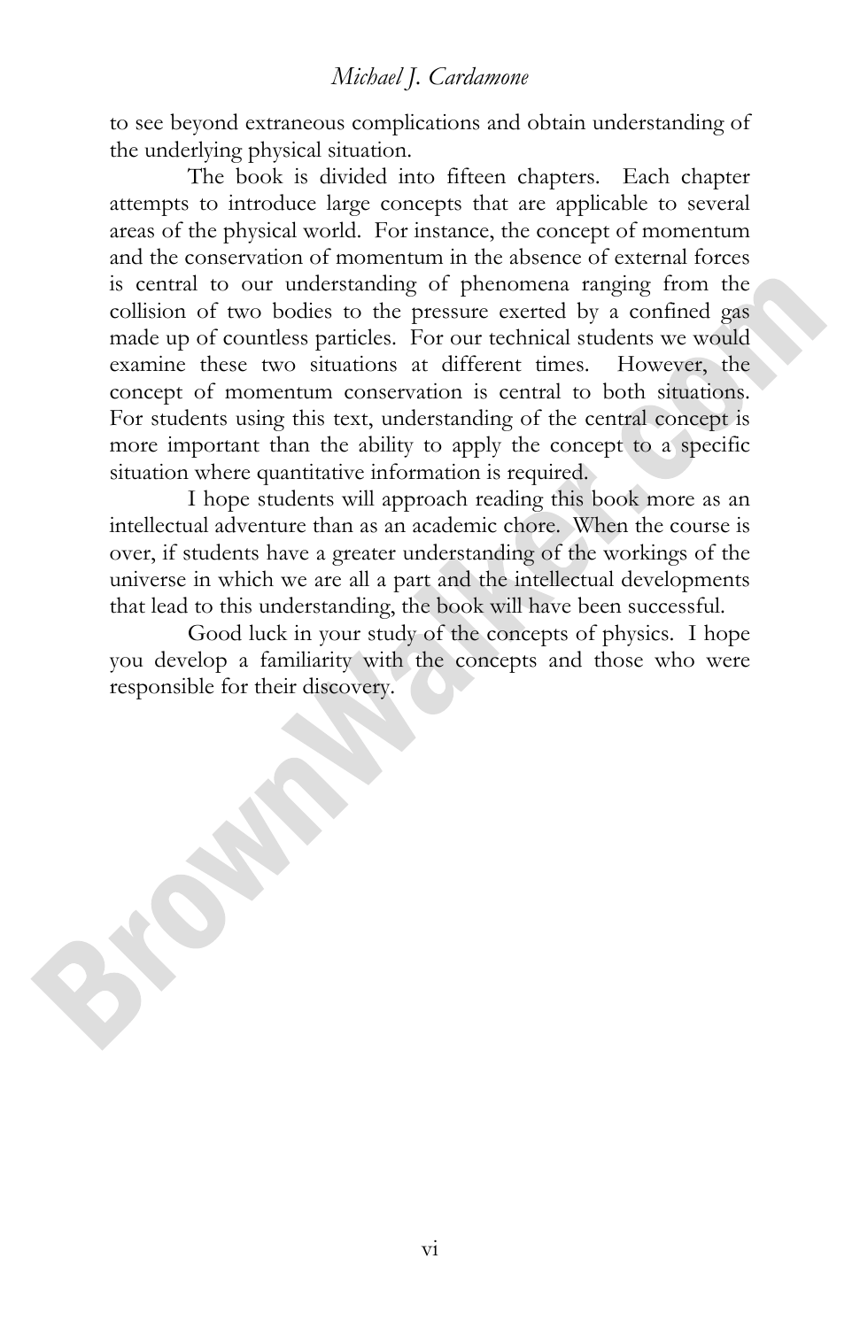to see beyond extraneous complications and obtain understanding of the underlying physical situation.

The book is divided into fifteen chapters. Each chapter attempts to introduce large concepts that are applicable to several areas of the physical world. For instance, the concept of momentum and the conservation of momentum in the absence of external forces is central to our understanding of phenomena ranging from the collision of two bodies to the pressure exerted by a confined gas made up of countless particles. For our technical students we would examine these two situations at different times. However, the concept of momentum conservation is central to both situations. For students using this text, understanding of the central concept is more important than the ability to apply the concept to a specific situation where quantitative information is required.

I hope students will approach reading this book more as an intellectual adventure than as an academic chore. When the course is over, if students have a greater understanding of the workings of the universe in which we are all a part and the intellectual developments that lead to this understanding, the book will have been successful.

Good luck in your study of the concepts of physics. I hope you develop a familiarity with the concepts and those who were responsible for their discovery.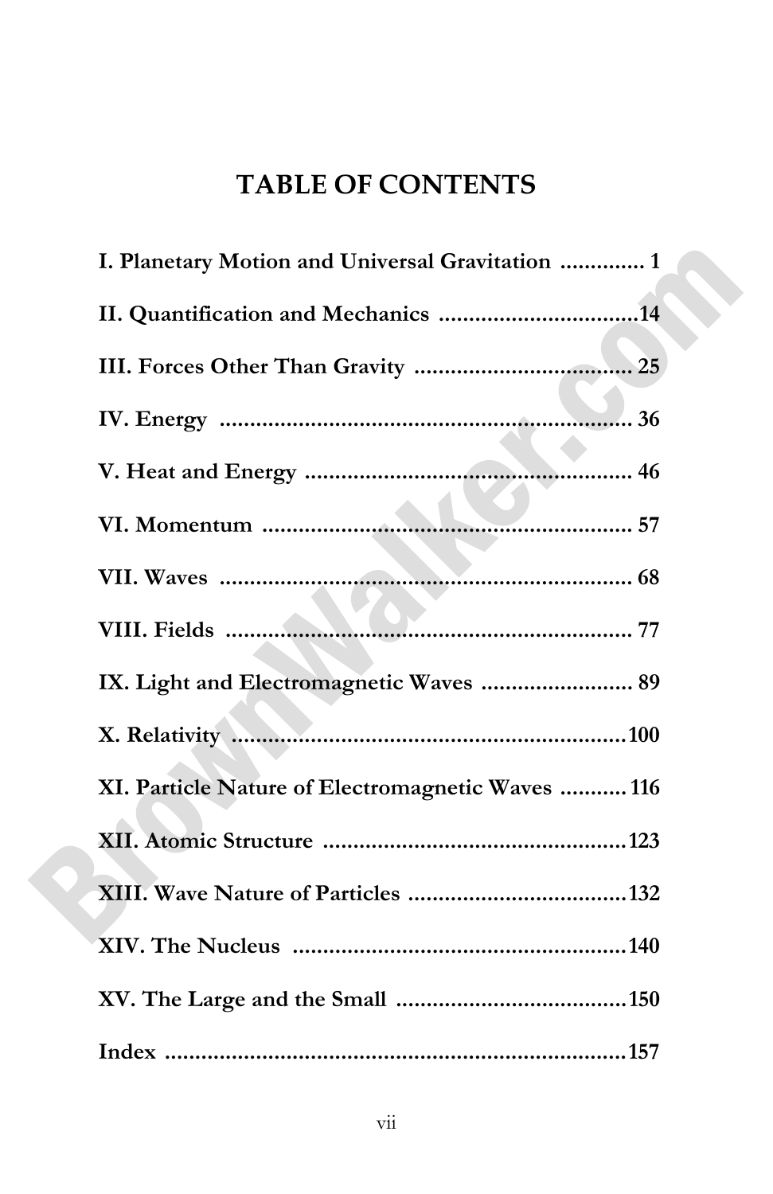# TABLE OF CONTENTS

**I. Planetary Motion and Universal Gravitation** .............. 1

**II. Quantification and Mechanics** .................................14

**III. Forces Other Than Gravity** .................................... 25

**IV. Energy** ..................................................................... 36

**V. Heat and Energy** ...................................................... 46

**VI. Momentum** .............................................................. 57

**VII. Waves** ..................................................................... 68

**VIII. Fields** ..................................................................... 77

**IX. Light and Electromagnetic Waves** .......................... 89

**X. Relativity** ..................................................................100

**XI. Particle Nature of Electromagnetic Waves** ........... 116

**XII. Atomic Structure** ..................................................123

**XIII. Wave Nature of Particles** ....................................132

**XIV. The Nucleus** .........................................................140

**XV. The Large and the Small** ......................................150

**Index** .............................................................................157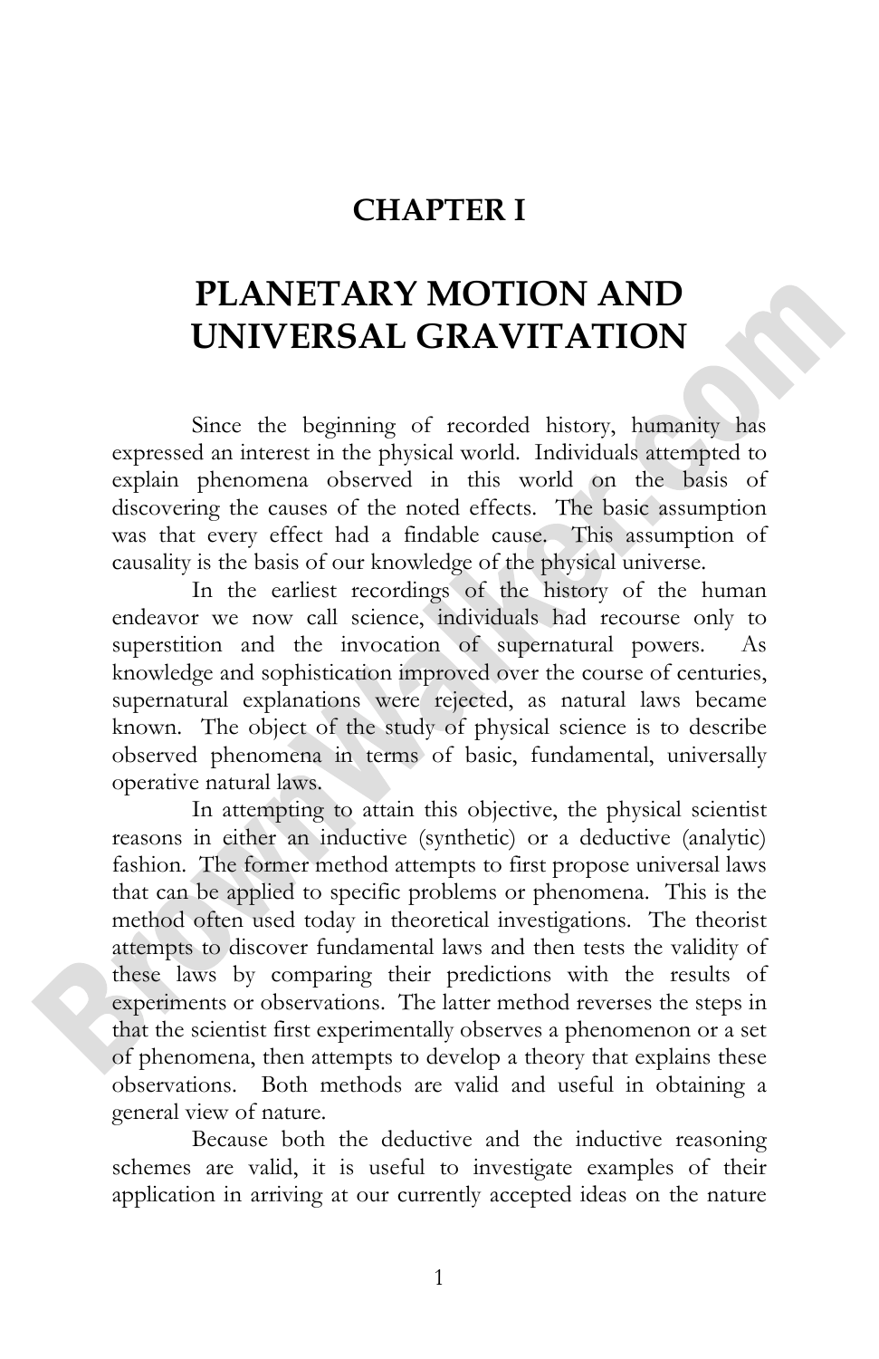# CHAPTER I

# PLANETARY MOTION AND UNIVERSAL GRAVITATION

Since the beginning of recorded history, humanity has expressed an interest in the physical world. Individuals attempted to explain phenomena observed in this world on the basis of discovering the causes of the noted effects. The basic assumption was that every effect had a findable cause. This assumption of causality is the basis of our knowledge of the physical universe.

In the earliest recordings of the history of the human endeavor we now call science, individuals had recourse only to superstition and the invocation of supernatural powers. As knowledge and sophistication improved over the course of centuries, supernatural explanations were rejected, as natural laws became known. The object of the study of physical science is to describe observed phenomena in terms of basic, fundamental, universally operative natural laws.

In attempting to attain this objective, the physical scientist reasons in either an inductive (synthetic) or a deductive (analytic) fashion. The former method attempts to first propose universal laws that can be applied to specific problems or phenomena. This is the method often used today in theoretical investigations. The theorist attempts to discover fundamental laws and then tests the validity of these laws by comparing their predictions with the results of experiments or observations. The latter method reverses the steps in that the scientist first experimentally observes a phenomenon or a set of phenomena, then attempts to develop a theory that explains these observations. Both methods are valid and useful in obtaining a general view of nature.

Because both the deductive and the inductive reasoning schemes are valid, it is useful to investigate examples of their application in arriving at our currently accepted ideas on the nature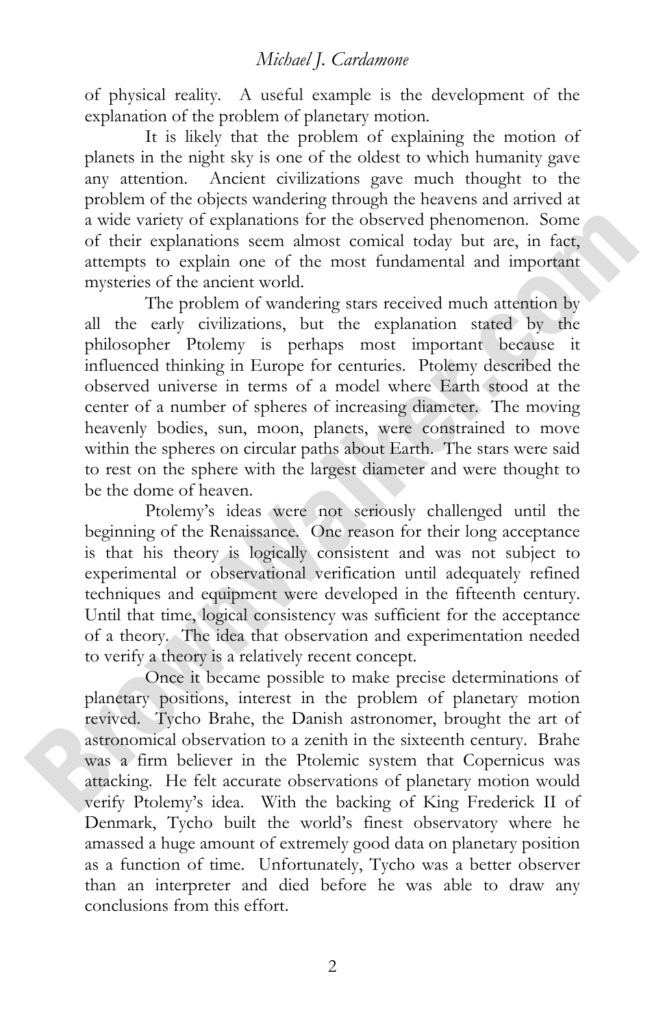of physical reality. A useful example is the development of the explanation of the problem of planetary motion.

It is likely that the problem of explaining the motion of planets in the night sky is one of the oldest to which humanity gave any attention. Ancient civilizations gave much thought to the problem of the objects wandering through the heavens and arrived at a wide variety of explanations for the observed phenomenon. Some of their explanations seem almost comical today but are, in fact, attempts to explain one of the most fundamental and important mysteries of the ancient world.

The problem of wandering stars received much attention by all the early civilizations, but the explanation stated by the philosopher Ptolemy is perhaps most important because it influenced thinking in Europe for centuries. Ptolemy described the observed universe in terms of a model where Earth stood at the center of a number of spheres of increasing diameter. The moving heavenly bodies, sun, moon, planets, were constrained to move within the spheres on circular paths about Earth. The stars were said to rest on the sphere with the largest diameter and were thought to be the dome of heaven.

Ptolemy's ideas were not seriously challenged until the beginning of the Renaissance. One reason for their long acceptance is that his theory is logically consistent and was not subject to experimental or observational verification until adequately refined techniques and equipment were developed in the fifteenth century. Until that time, logical consistency was sufficient for the acceptance of a theory. The idea that observation and experimentation needed to verify a theory is a relatively recent concept.

Once it became possible to make precise determinations of planetary positions, interest in the problem of planetary motion revived. Tycho Brahe, the Danish astronomer, brought the art of astronomical observation to a zenith in the sixteenth century. Brahe was a firm believer in the Ptolemic system that Copernicus was attacking. He felt accurate observations of planetary motion would verify Ptolemy's idea. With the backing of King Frederick II of Denmark, Tycho built the world's finest observatory where he amassed a huge amount of extremely good data on planetary position as a function of time. Unfortunately, Tycho was a better observer than an interpreter and died before he was able to draw any conclusions from this effort.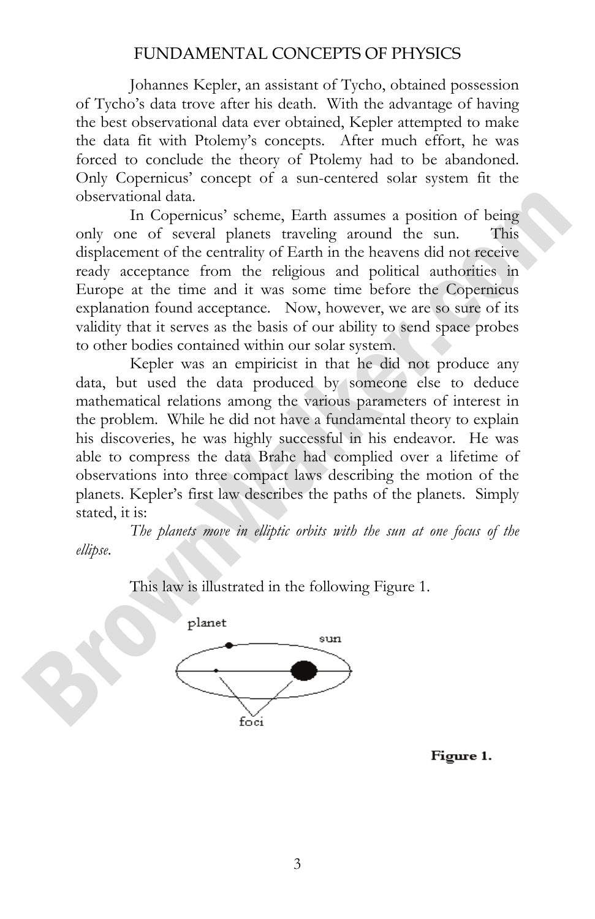Johannes Kepler, an assistant of Tycho, obtained possession of Tycho's data trove after his death. With the advantage of having the best observational data ever obtained, Kepler attempted to make the data fit with Ptolemy's concepts. After much effort, he was forced to conclude the theory of Ptolemy had to be abandoned. Only Copernicus' concept of a sun-centered solar system fit the observational data.

In Copernicus' scheme, Earth assumes a position of being only one of several planets traveling around the sun. This displacement of the centrality of Earth in the heavens did not receive ready acceptance from the religious and political authorities in Europe at the time and it was some time before the Copernicus explanation found acceptance. Now, however, we are so sure of its validity that it serves as the basis of our ability to send space probes to other bodies contained within our solar system.

Kepler was an empiricist in that he did not produce any data, but used the data produced by someone else to deduce mathematical relations among the various parameters of interest in the problem. While he did not have a fundamental theory to explain his discoveries, he was highly successful in his endeavor. He was able to compress the data Brahe had complied over a lifetime of observations into three compact laws describing the motion of the planets. Kepler's first law describes the paths of the planets. Simply stated, it is:

*The planets move in elliptic orbits with the sun at one focus of the ellipse.*

This law is illustrated in the following Figure 1.

planet

sun

foci

**Figure 1.**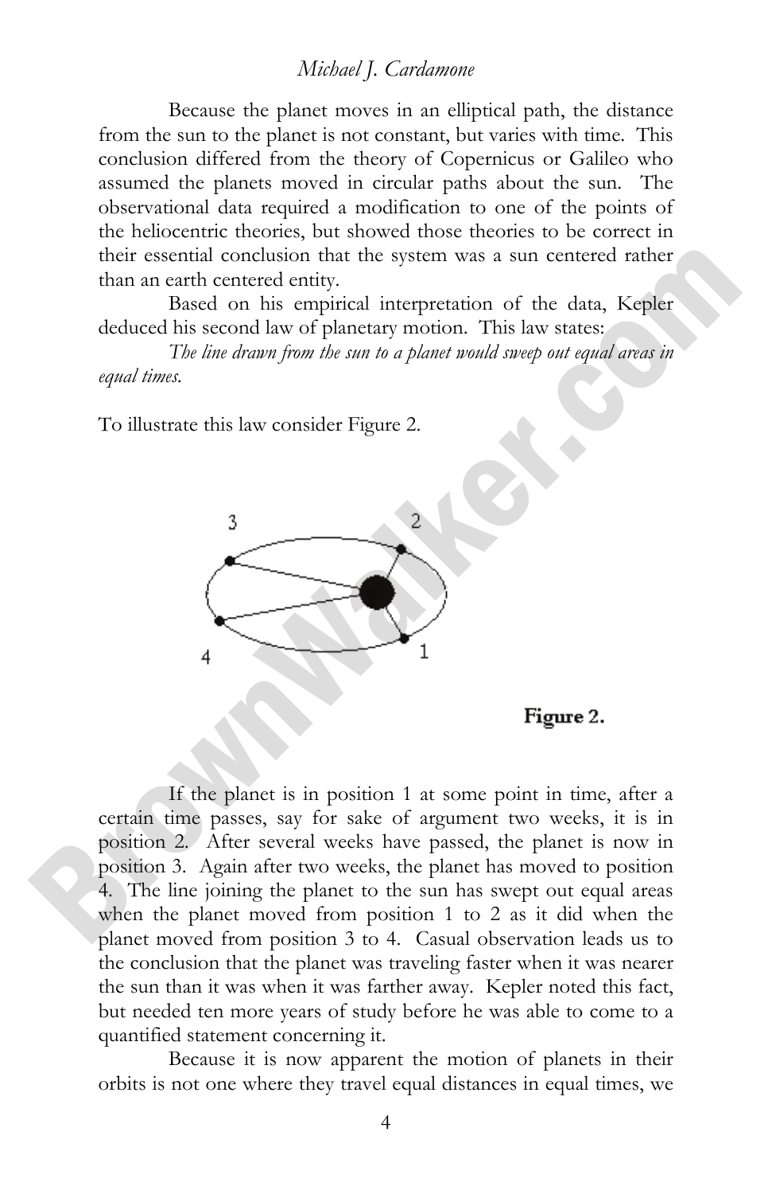Because the planet moves in an elliptical path, the distance from the sun to the planet is not constant, but varies with time. This conclusion differed from the theory of Copernicus or Galileo who assumed the planets moved in circular paths about the sun. The observational data required a modification to one of the points of the heliocentric theories, but showed those theories to be correct in their essential conclusion that the system was a sun centered rather than an earth centered entity.

Based on his empirical interpretation of the data, Kepler deduced his second law of planetary motion. This law states:

*The line drawn from the sun to a planet would sweep out equal areas in equal times.*

To illustrate this law consider Figure 2.

**Figure 2.**

If the planet is in position 1 at some point in time, after a certain time passes, say for sake of argument two weeks, it is in position 2. After several weeks have passed, the planet is now in position 3. Again after two weeks, the planet has moved to position 4. The line joining the planet to the sun has swept out equal areas when the planet moved from position 1 to 2 as it did when the planet moved from position 3 to 4. Casual observation leads us to the conclusion that the planet was traveling faster when it was nearer the sun than it was when it was farther away. Kepler noted this fact, but needed ten more years of study before he was able to come to a quantified statement concerning it.

Because it is now apparent the motion of planets in their orbits is not one where they travel equal distances in equal times, we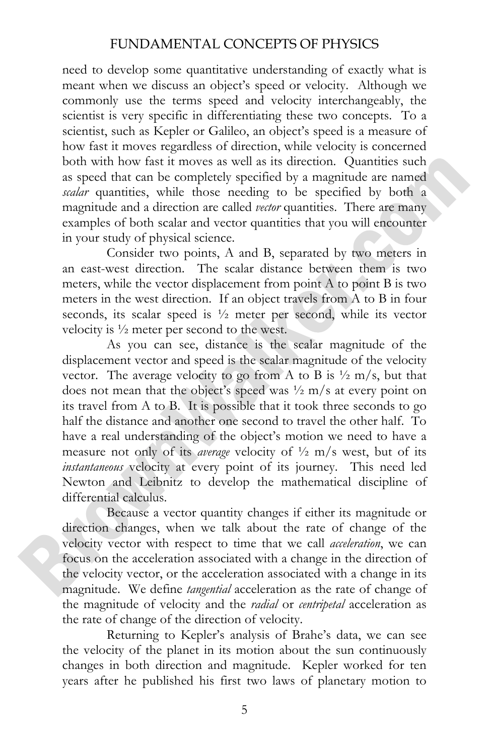need to develop some quantitative understanding of exactly what is meant when we discuss an object's speed or velocity. Although we commonly use the terms speed and velocity interchangeably, the scientist is very specific in differentiating these two concepts. To a scientist, such as Kepler or Galileo, an object's speed is a measure of how fast it moves regardless of direction, while velocity is concerned both with how fast it moves as well as its direction. Quantities such as speed that can be completely specified by a magnitude are named *scalar* quantities, while those needing to be specified by both a magnitude and a direction are called *vector* quantities. There are many examples of both scalar and vector quantities that you will encounter in your study of physical science.

Consider two points, A and B, separated by two meters in an east-west direction. The scalar distance between them is two meters, while the vector displacement from point A to point B is two meters in the west direction. If an object travels from A to B in four seconds, its scalar speed is ½ meter per second, while its vector velocity is ½ meter per second to the west.

As you can see, distance is the scalar magnitude of the displacement vector and speed is the scalar magnitude of the velocity vector. The average velocity to go from A to B is ½ m/s, but that does not mean that the object's speed was ½ m/s at every point on its travel from A to B. It is possible that it took three seconds to go half the distance and another one second to travel the other half. To have a real understanding of the object's motion we need to have a measure not only of its *average* velocity of ½ m/s west, but of its *instantaneous* velocity at every point of its journey. This need led Newton and Leibnitz to develop the mathematical discipline of differential calculus.

Because a vector quantity changes if either its magnitude or direction changes, when we talk about the rate of change of the velocity vector with respect to time that we call *acceleration*, we can focus on the acceleration associated with a change in the direction of the velocity vector, or the acceleration associated with a change in its magnitude. We define *tangential* acceleration as the rate of change of the magnitude of velocity and the *radial* or *centripetal* acceleration as the rate of change of the direction of velocity.

Returning to Kepler's analysis of Brahe's data, we can see the velocity of the planet in its motion about the sun continuously changes in both direction and magnitude. Kepler worked for ten years after he published his first two laws of planetary motion to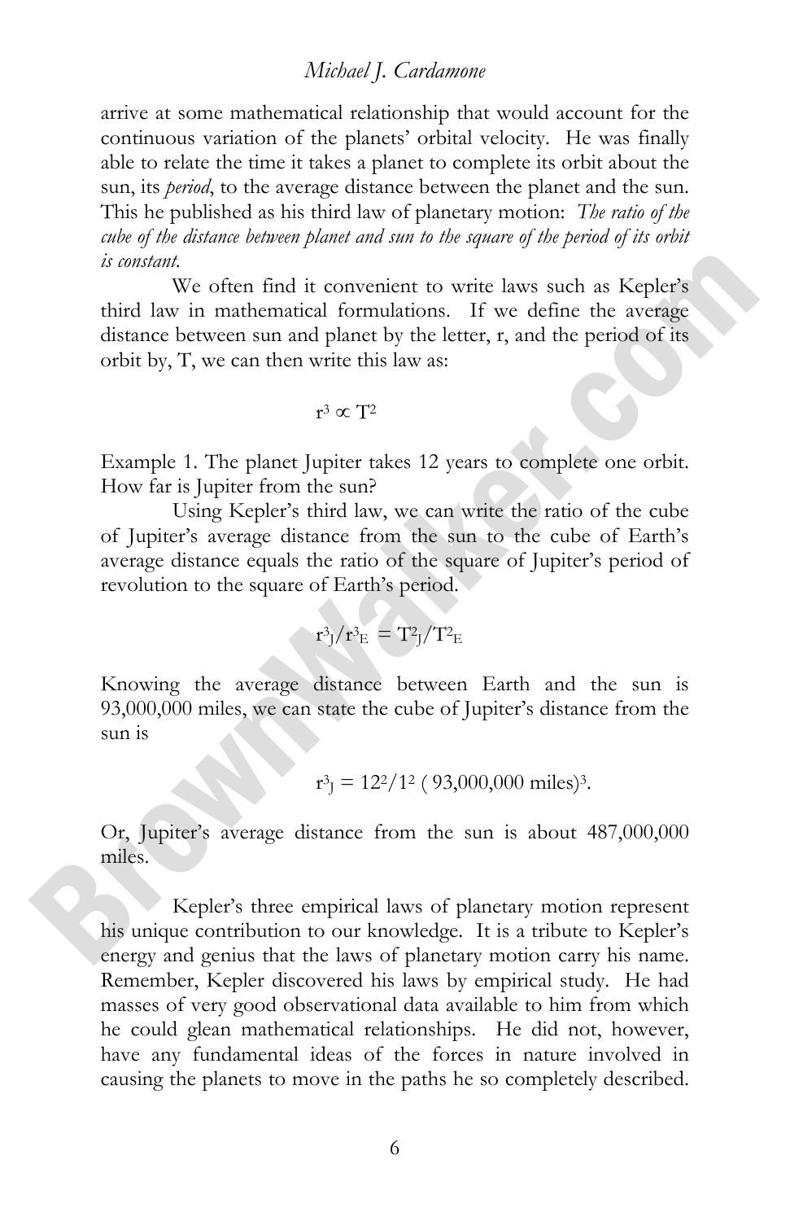arrive at some mathematical relationship that would account for the continuous variation of the planets' orbital velocity. He was finally able to relate the time it takes a planet to complete its orbit about the sun, its *period*, to the average distance between the planet and the sun. This he published as his third law of planetary motion: *The ratio of the cube of the distance between planet and sun to the square of the period of its orbit is constant.*

We often find it convenient to write laws such as Kepler's third law in mathematical formulations. If we define the average distance between sun and planet by the letter, r, and the period of its orbit by, T, we can then write this law as:

$$r^3 \propto T^2$$

Example 1. The planet Jupiter takes 12 years to complete one orbit. How far is Jupiter from the sun?

Using Kepler's third law, we can write the ratio of the cube of Jupiter's average distance from the sun to the cube of Earth's average distance equals the ratio of the square of Jupiter's period of revolution to the square of Earth's period.

$$r^3_J/r^3_E = T^2_J/T^2_E$$

Knowing the average distance between Earth and the sun is 93,000,000 miles, we can state the cube of Jupiter's distance from the sun is

$$r^3_J = 12^2/1^2 \text{ ( 93,000,000 miles)}^3.$$

Or, Jupiter's average distance from the sun is about 487,000,000 miles.

Kepler's three empirical laws of planetary motion represent his unique contribution to our knowledge. It is a tribute to Kepler's energy and genius that the laws of planetary motion carry his name. Remember, Kepler discovered his laws by empirical study. He had masses of very good observational data available to him from which he could glean mathematical relationships. He did not, however, have any fundamental ideas of the forces in nature involved in causing the planets to move in the paths he so completely described.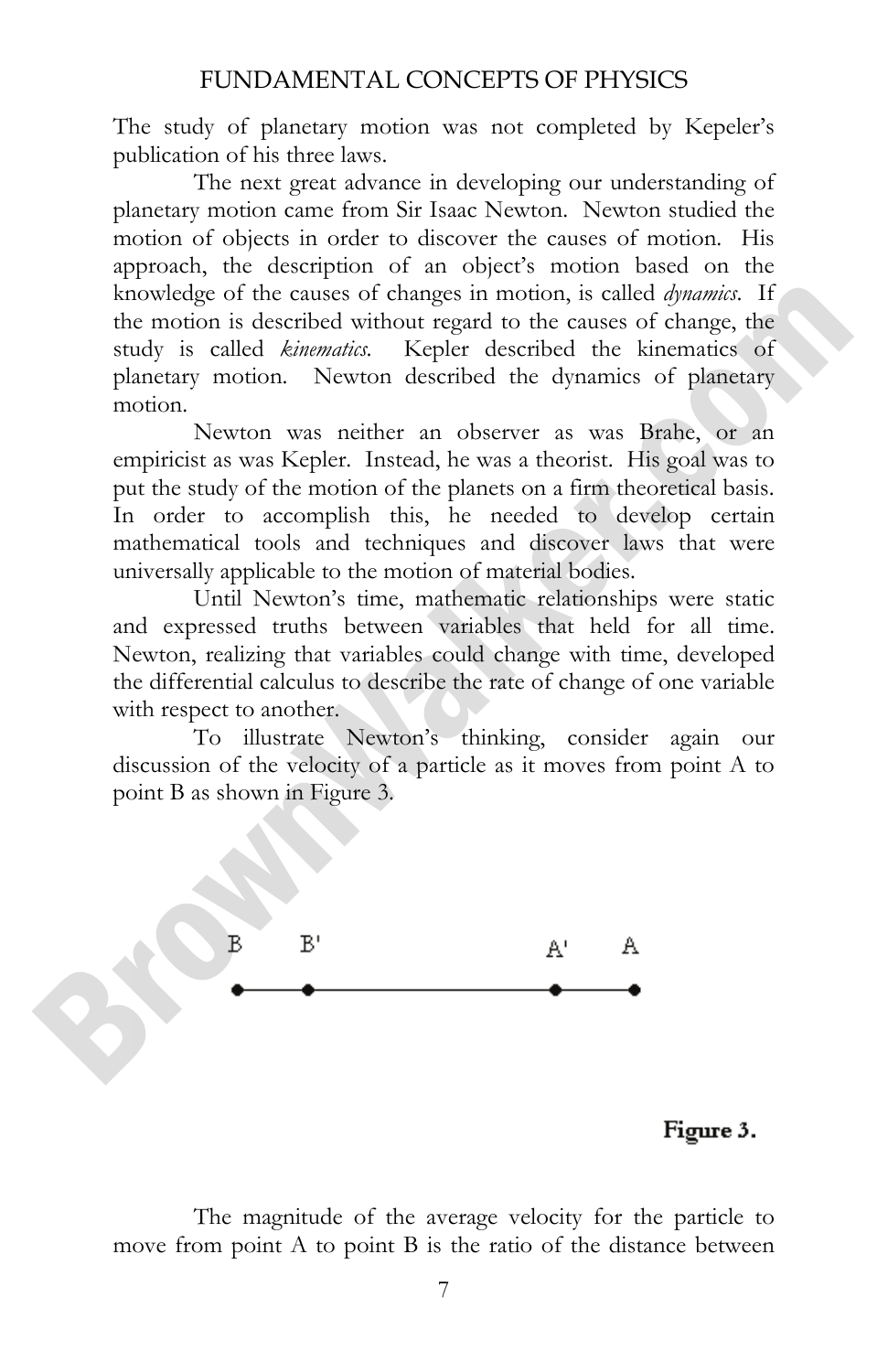The study of planetary motion was not completed by Kepeler's publication of his three laws.

The next great advance in developing our understanding of planetary motion came from Sir Isaac Newton. Newton studied the motion of objects in order to discover the causes of motion. His approach, the description of an object's motion based on the knowledge of the causes of changes in motion, is called *dynamics*. If the motion is described without regard to the causes of change, the study is called *kinematics*. Kepler described the kinematics of planetary motion. Newton described the dynamics of planetary motion.

Newton was neither an observer as was Brahe, or an empiricist as was Kepler. Instead, he was a theorist. His goal was to put the study of the motion of the planets on a firm theoretical basis. In order to accomplish this, he needed to develop certain mathematical tools and techniques and discover laws that were universally applicable to the motion of material bodies.

Until Newton's time, mathematic relationships were static and expressed truths between variables that held for all time. Newton, realizing that variables could change with time, developed the differential calculus to describe the rate of change of one variable with respect to another.

To illustrate Newton's thinking, consider again our discussion of the velocity of a particle as it moves from point A to point B as shown in Figure 3.

B B' A' A

**Figure 3.**

The magnitude of the average velocity for the particle to move from point A to point B is the ratio of the distance between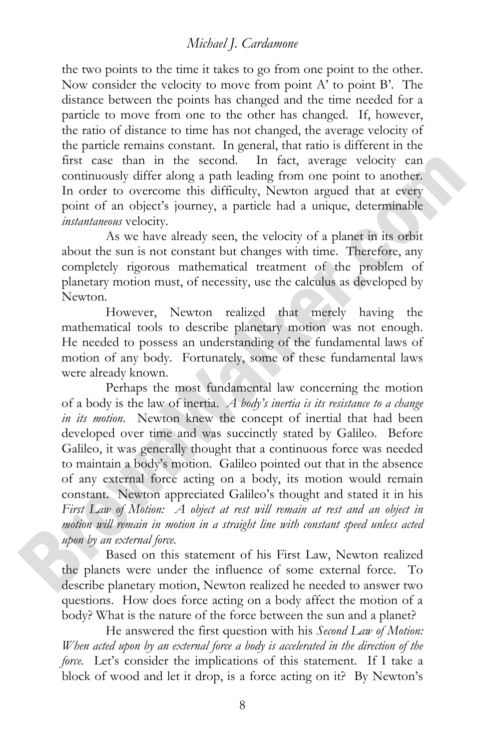the two points to the time it takes to go from one point to the other. Now consider the velocity to move from point A' to point B'. The distance between the points has changed and the time needed for a particle to move from one to the other has changed. If, however, the ratio of distance to time has not changed, the average velocity of the particle remains constant. In general, that ratio is different in the first case than in the second. In fact, average velocity can continuously differ along a path leading from one point to another. In order to overcome this difficulty, Newton argued that at every point of an object's journey, a particle had a unique, determinable *instantaneous* velocity.

As we have already seen, the velocity of a planet in its orbit about the sun is not constant but changes with time. Therefore, any completely rigorous mathematical treatment of the problem of planetary motion must, of necessity, use the calculus as developed by Newton.

However, Newton realized that merely having the mathematical tools to describe planetary motion was not enough. He needed to possess an understanding of the fundamental laws of motion of any body. Fortunately, some of these fundamental laws were already known.

Perhaps the most fundamental law concerning the motion of a body is the law of inertia. *A body's inertia is its resistance to a change in its motion.* Newton knew the concept of inertial that had been developed over time and was succinctly stated by Galileo. Before Galileo, it was generally thought that a continuous force was needed to maintain a body's motion. Galileo pointed out that in the absence of any external force acting on a body, its motion would remain constant. Newton appreciated Galileo's thought and stated it in his *First Law of Motion: A object at rest will remain at rest and an object in motion will remain in motion in a straight line with constant speed unless acted upon by an external force.*

Based on this statement of his First Law, Newton realized the planets were under the influence of some external force. To describe planetary motion, Newton realized he needed to answer two questions. How does force acting on a body affect the motion of a body? What is the nature of the force between the sun and a planet?

He answered the first question with his *Second Law of Motion: When acted upon by an external force a body is accelerated in the direction of the force.* Let's consider the implications of this statement. If I take a block of wood and let it drop, is a force acting on it? By Newton's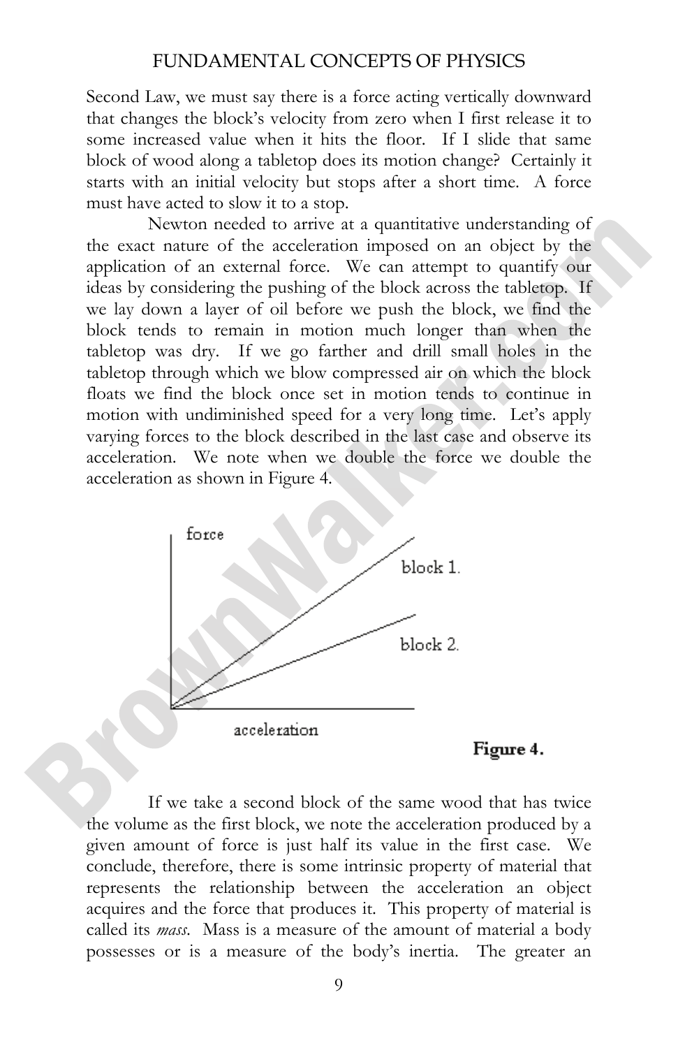Second Law, we must say there is a force acting vertically downward that changes the block's velocity from zero when I first release it to some increased value when it hits the floor. If I slide that same block of wood along a tabletop does its motion change? Certainly it starts with an initial velocity but stops after a short time. A force must have acted to slow it to a stop.

Newton needed to arrive at a quantitative understanding of the exact nature of the acceleration imposed on an object by the application of an external force. We can attempt to quantify our ideas by considering the pushing of the block across the tabletop. If we lay down a layer of oil before we push the block, we find the block tends to remain in motion much longer than when the tabletop was dry. If we go farther and drill small holes in the tabletop through which we blow compressed air on which the block floats we find the block once set in motion tends to continue in motion with undiminished speed for a very long time. Let's apply varying forces to the block described in the last case and observe its acceleration. We note when we double the force we double the acceleration as shown in Figure 4.

**Figure 4.**

If we take a second block of the same wood that has twice the volume as the first block, we note the acceleration produced by a given amount of force is just half its value in the first case. We conclude, therefore, there is some intrinsic property of material that represents the relationship between the acceleration an object acquires and the force that produces it. This property of material is called its *mass*. Mass is a measure of the amount of material a body possesses or is a measure of the body's inertia. The greater an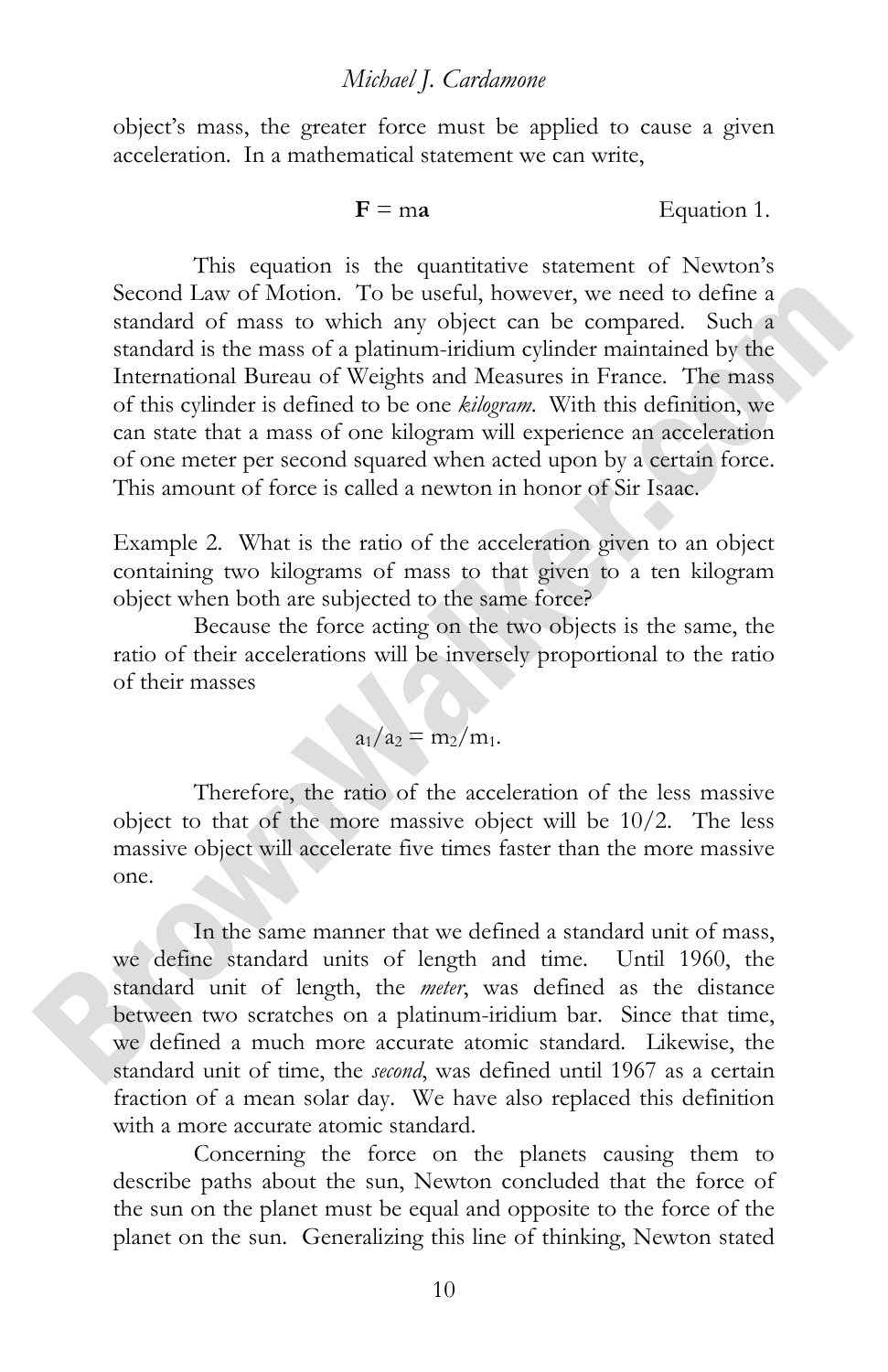object's mass, the greater force must be applied to cause a given acceleration. In a mathematical statement we can write,

$$\mathbf{F} = m\mathbf{a} \qquad \text{Equation 1.}$$

This equation is the quantitative statement of Newton's Second Law of Motion. To be useful, however, we need to define a standard of mass to which any object can be compared. Such a standard is the mass of a platinum-iridium cylinder maintained by the International Bureau of Weights and Measures in France. The mass of this cylinder is defined to be one *kilogram*. With this definition, we can state that a mass of one kilogram will experience an acceleration of one meter per second squared when acted upon by a certain force. This amount of force is called a newton in honor of Sir Isaac.

Example 2. What is the ratio of the acceleration given to an object containing two kilograms of mass to that given to a ten kilogram object when both are subjected to the same force?

Because the force acting on the two objects is the same, the ratio of their accelerations will be inversely proportional to the ratio of their masses

$$a_1/a_2 = m_2/m_1.$$

Therefore, the ratio of the acceleration of the less massive object to that of the more massive object will be 10/2. The less massive object will accelerate five times faster than the more massive one.

In the same manner that we defined a standard unit of mass, we define standard units of length and time. Until 1960, the standard unit of length, the *meter*, was defined as the distance between two scratches on a platinum-iridium bar. Since that time, we defined a much more accurate atomic standard. Likewise, the standard unit of time, the *second*, was defined until 1967 as a certain fraction of a mean solar day. We have also replaced this definition with a more accurate atomic standard.

Concerning the force on the planets causing them to describe paths about the sun, Newton concluded that the force of the sun on the planet must be equal and opposite to the force of the planet on the sun. Generalizing this line of thinking, Newton stated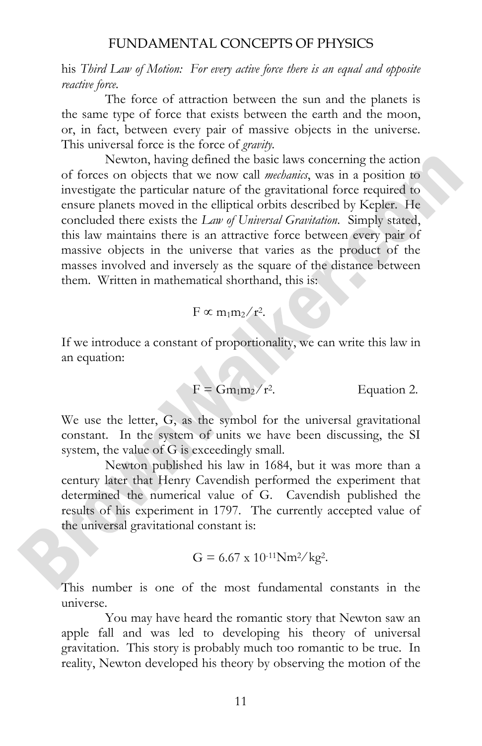his *Third Law of Motion: For every active force there is an equal and opposite reactive force.*

The force of attraction between the sun and the planets is the same type of force that exists between the earth and the moon, or, in fact, between every pair of massive objects in the universe. This universal force is the force of *gravity*.

Newton, having defined the basic laws concerning the action of forces on objects that we now call *mechanics*, was in a position to investigate the particular nature of the gravitational force required to ensure planets moved in the elliptical orbits described by Kepler. He concluded there exists the *Law of Universal Gravitation*. Simply stated, this law maintains there is an attractive force between every pair of massive objects in the universe that varies as the product of the masses involved and inversely as the square of the distance between them. Written in mathematical shorthand, this is:

$$F \propto m_1m_2/r^2.$$

If we introduce a constant of proportionality, we can write this law in an equation:

$$F = Gm_1m_2/r^2. \qquad \text{Equation 2.}$$

We use the letter, G, as the symbol for the universal gravitational constant. In the system of units we have been discussing, the SI system, the value of G is exceedingly small.

Newton published his law in 1684, but it was more than a century later that Henry Cavendish performed the experiment that determined the numerical value of G. Cavendish published the results of his experiment in 1797. The currently accepted value of the universal gravitational constant is:

$$G = 6.67 \times 10^{-11} \text{Nm}^2/\text{kg}^2.$$

This number is one of the most fundamental constants in the universe.

You may have heard the romantic story that Newton saw an apple fall and was led to developing his theory of universal gravitation. This story is probably much too romantic to be true. In reality, Newton developed his theory by observing the motion of the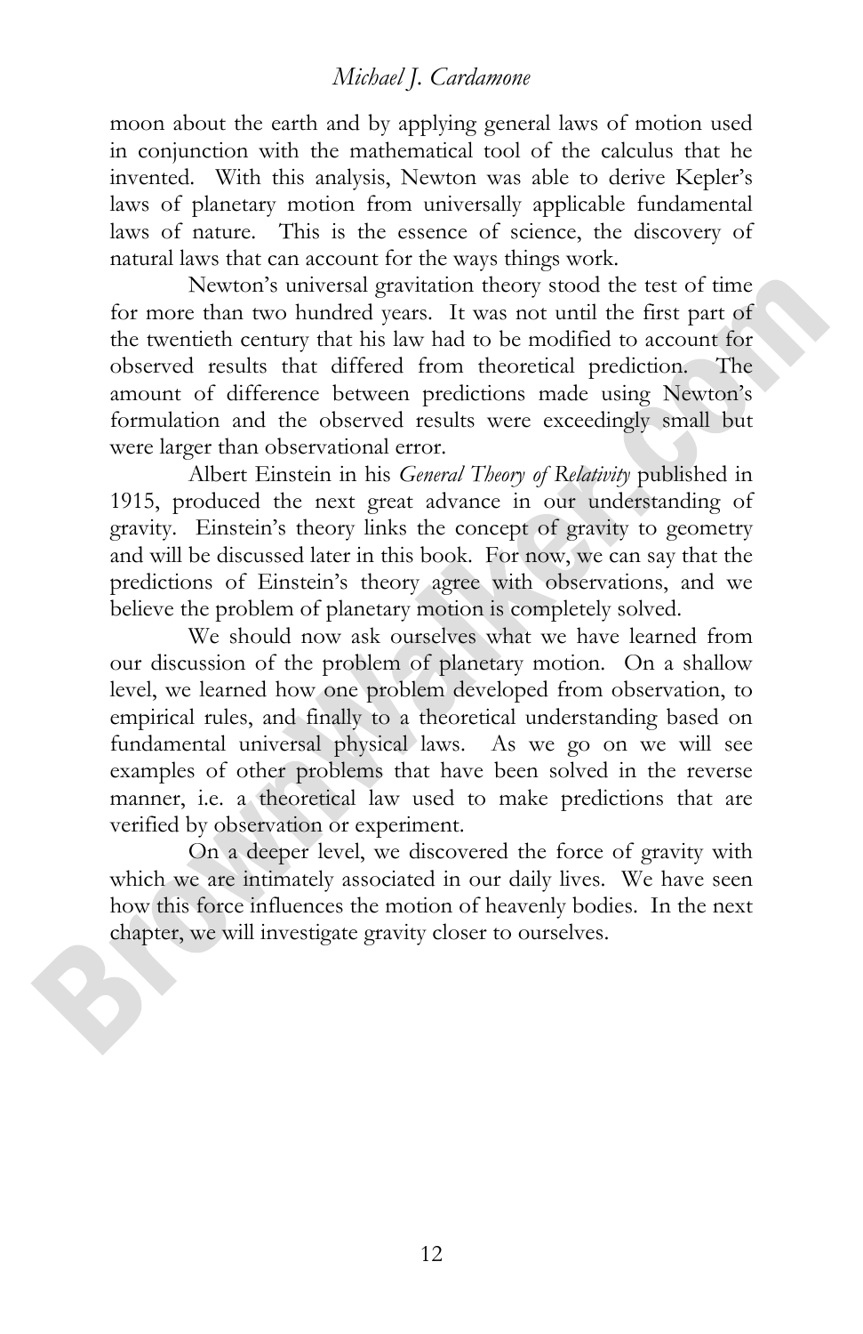moon about the earth and by applying general laws of motion used in conjunction with the mathematical tool of the calculus that he invented. With this analysis, Newton was able to derive Kepler's laws of planetary motion from universally applicable fundamental laws of nature. This is the essence of science, the discovery of natural laws that can account for the ways things work.

Newton's universal gravitation theory stood the test of time for more than two hundred years. It was not until the first part of the twentieth century that his law had to be modified to account for observed results that differed from theoretical prediction. The amount of difference between predictions made using Newton's formulation and the observed results were exceedingly small but were larger than observational error.

Albert Einstein in his *General Theory of Relativity* published in 1915, produced the next great advance in our understanding of gravity. Einstein's theory links the concept of gravity to geometry and will be discussed later in this book. For now, we can say that the predictions of Einstein's theory agree with observations, and we believe the problem of planetary motion is completely solved.

We should now ask ourselves what we have learned from our discussion of the problem of planetary motion. On a shallow level, we learned how one problem developed from observation, to empirical rules, and finally to a theoretical understanding based on fundamental universal physical laws. As we go on we will see examples of other problems that have been solved in the reverse manner, i.e. a theoretical law used to make predictions that are verified by observation or experiment.

On a deeper level, we discovered the force of gravity with which we are intimately associated in our daily lives. We have seen how this force influences the motion of heavenly bodies. In the next chapter, we will investigate gravity closer to ourselves.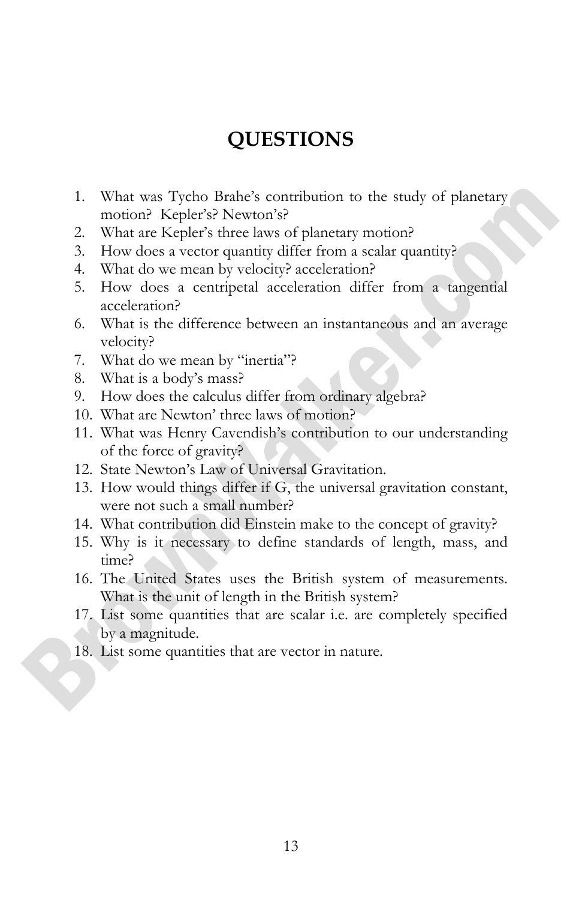# QUESTIONS

1. What was Tycho Brahe's contribution to the study of planetary motion? Kepler's? Newton's?
2. What are Kepler's three laws of planetary motion?
3. How does a vector quantity differ from a scalar quantity?
4. What do we mean by velocity? acceleration?
5. How does a centripetal acceleration differ from a tangential acceleration?
6. What is the difference between an instantaneous and an average velocity?
7. What do we mean by "inertia"?
8. What is a body's mass?
9. How does the calculus differ from ordinary algebra?
10. What are Newton' three laws of motion?
11. What was Henry Cavendish's contribution to our understanding of the force of gravity?
12. State Newton's Law of Universal Gravitation.
13. How would things differ if G, the universal gravitation constant, were not such a small number?
14. What contribution did Einstein make to the concept of gravity?
15. Why is it necessary to define standards of length, mass, and time?
16. The United States uses the British system of measurements. What is the unit of length in the British system?
17. List some quantities that are scalar i.e. are completely specified by a magnitude.
18. List some quantities that are vector in nature.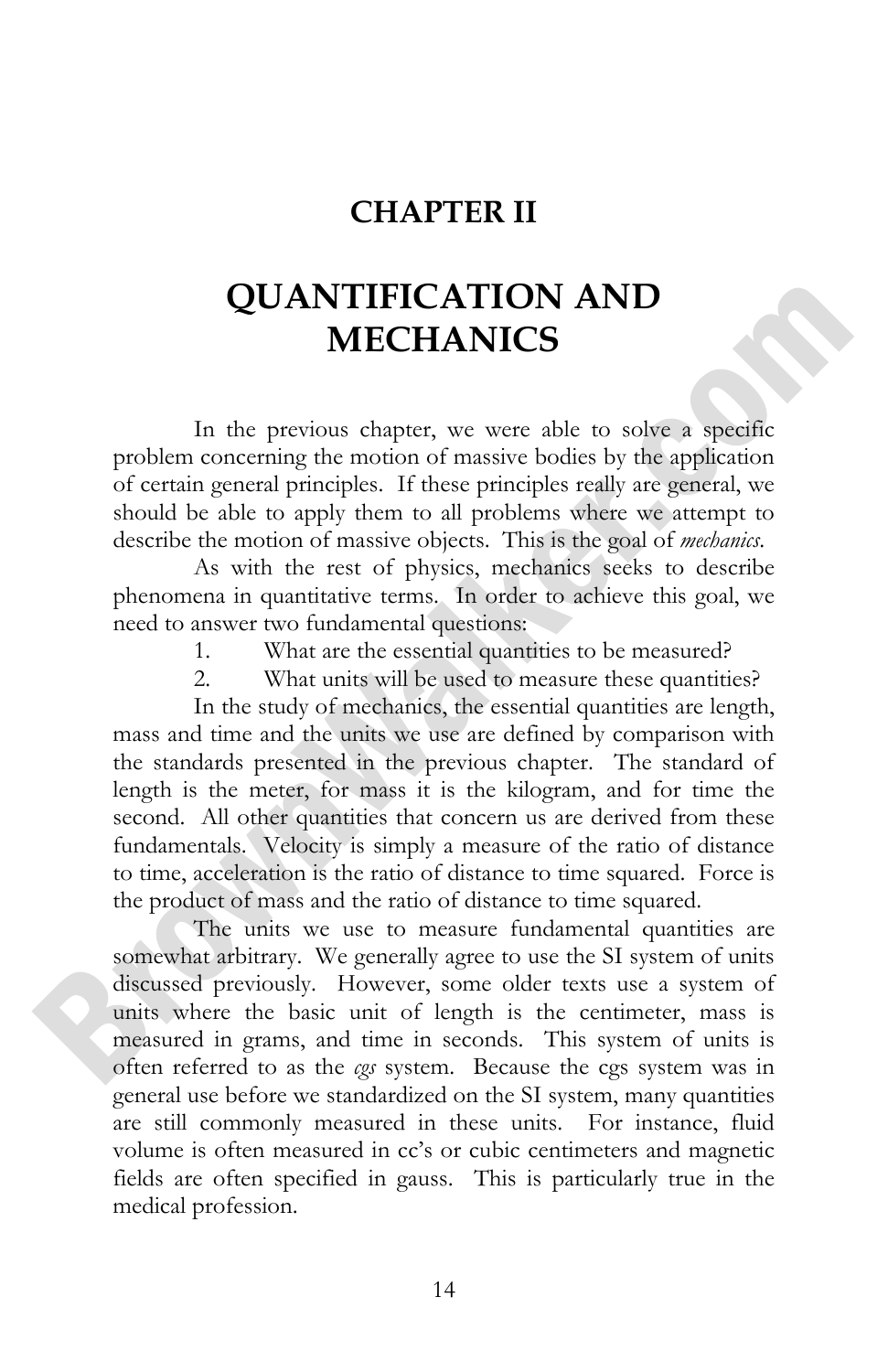# CHAPTER II

# QUANTIFICATION AND MECHANICS

In the previous chapter, we were able to solve a specific problem concerning the motion of massive bodies by the application of certain general principles. If these principles really are general, we should be able to apply them to all problems where we attempt to describe the motion of massive objects. This is the goal of *mechanics*.

As with the rest of physics, mechanics seeks to describe phenomena in quantitative terms. In order to achieve this goal, we need to answer two fundamental questions:

1. What are the essential quantities to be measured?
2. What units will be used to measure these quantities?

In the study of mechanics, the essential quantities are length, mass and time and the units we use are defined by comparison with the standards presented in the previous chapter. The standard of length is the meter, for mass it is the kilogram, and for time the second. All other quantities that concern us are derived from these fundamentals. Velocity is simply a measure of the ratio of distance to time, acceleration is the ratio of distance to time squared. Force is the product of mass and the ratio of distance to time squared.

The units we use to measure fundamental quantities are somewhat arbitrary. We generally agree to use the SI system of units discussed previously. However, some older texts use a system of units where the basic unit of length is the centimeter, mass is measured in grams, and time in seconds. This system of units is often referred to as the *cgs* system. Because the cgs system was in general use before we standardized on the SI system, many quantities are still commonly measured in these units. For instance, fluid volume is often measured in cc's or cubic centimeters and magnetic fields are often specified in gauss. This is particularly true in the medical profession.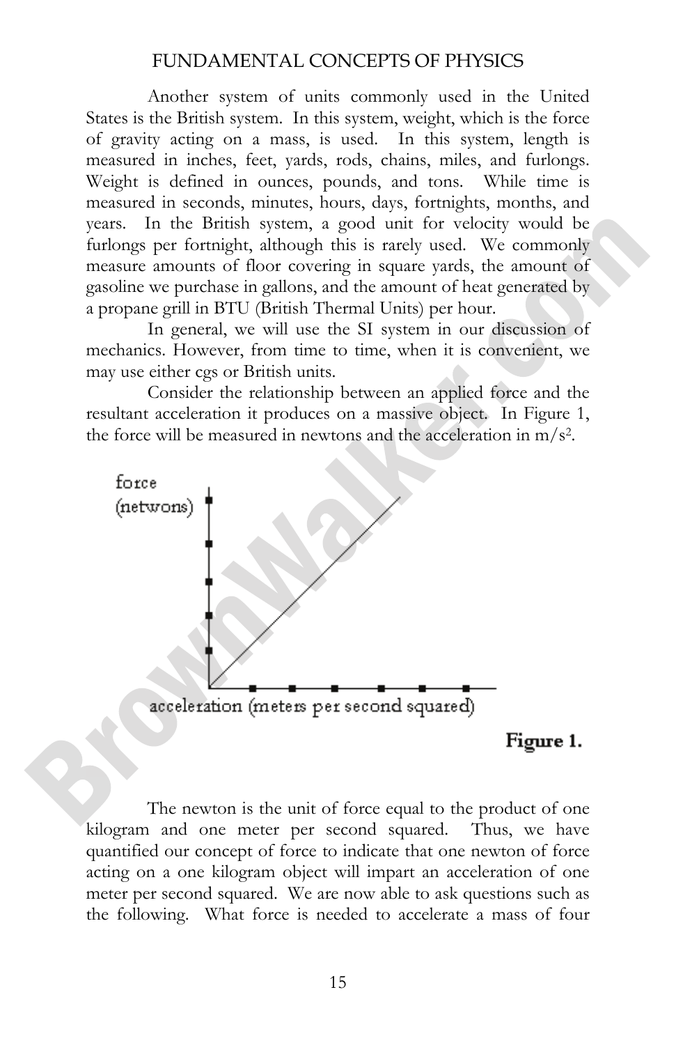Another system of units commonly used in the United States is the British system. In this system, weight, which is the force of gravity acting on a mass, is used. In this system, length is measured in inches, feet, yards, rods, chains, miles, and furlongs. Weight is defined in ounces, pounds, and tons. While time is measured in seconds, minutes, hours, days, fortnights, months, and years. In the British system, a good unit for velocity would be furlongs per fortnight, although this is rarely used. We commonly measure amounts of floor covering in square yards, the amount of gasoline we purchase in gallons, and the amount of heat generated by a propane grill in BTU (British Thermal Units) per hour.

In general, we will use the SI system in our discussion of mechanics. However, from time to time, when it is convenient, we may use either cgs or British units.

Consider the relationship between an applied force and the resultant acceleration it produces on a massive object. In Figure 1, the force will be measured in newtons and the acceleration in $m/s^2$.

**Figure 1.**

The newton is the unit of force equal to the product of one kilogram and one meter per second squared. Thus, we have quantified our concept of force to indicate that one newton of force acting on a one kilogram object will impart an acceleration of one meter per second squared. We are now able to ask questions such as the following. What force is needed to accelerate a mass of four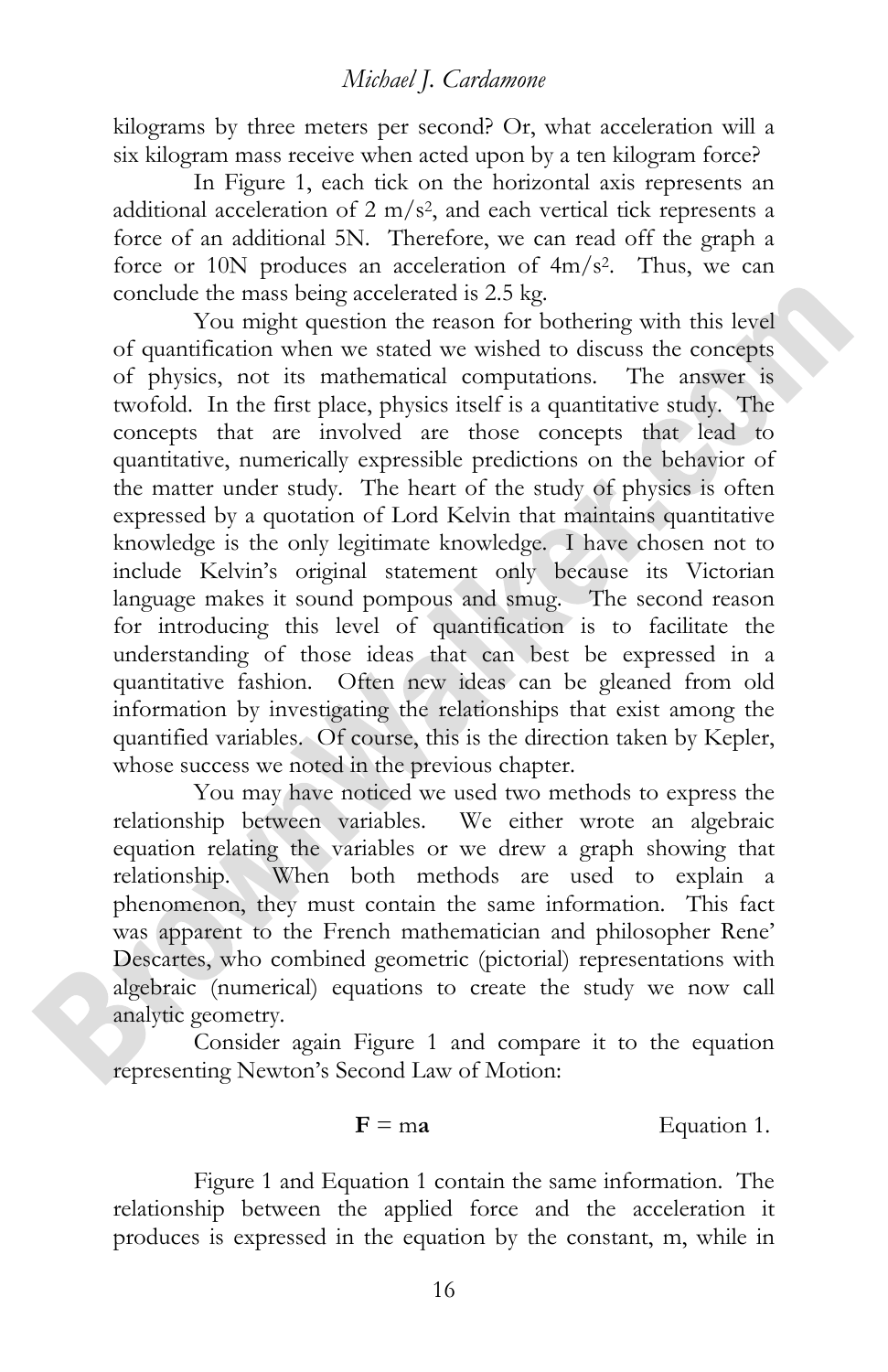kilograms by three meters per second? Or, what acceleration will a six kilogram mass receive when acted upon by a ten kilogram force?

In Figure 1, each tick on the horizontal axis represents an additional acceleration of 2 $m/s^2$, and each vertical tick represents a force of an additional 5N. Therefore, we can read off the graph a force or 10N produces an acceleration of $4m/s^2$. Thus, we can conclude the mass being accelerated is 2.5 kg.

You might question the reason for bothering with this level of quantification when we stated we wished to discuss the concepts of physics, not its mathematical computations. The answer is twofold. In the first place, physics itself is a quantitative study. The concepts that are involved are those concepts that lead to quantitative, numerically expressible predictions on the behavior of the matter under study. The heart of the study of physics is often expressed by a quotation of Lord Kelvin that maintains quantitative knowledge is the only legitimate knowledge. I have chosen not to include Kelvin's original statement only because its Victorian language makes it sound pompous and smug. The second reason for introducing this level of quantification is to facilitate the understanding of those ideas that can best be expressed in a quantitative fashion. Often new ideas can be gleaned from old information by investigating the relationships that exist among the quantified variables. Of course, this is the direction taken by Kepler, whose success we noted in the previous chapter.

You may have noticed we used two methods to express the relationship between variables. We either wrote an algebraic equation relating the variables or we drew a graph showing that relationship. When both methods are used to explain a phenomenon, they must contain the same information. This fact was apparent to the French mathematician and philosopher Rene' Descartes, who combined geometric (pictorial) representations with algebraic (numerical) equations to create the study we now call analytic geometry.

Consider again Figure 1 and compare it to the equation representing Newton's Second Law of Motion:

$$\mathbf{F} = m\mathbf{a} \qquad \text{Equation 1.}$$

Figure 1 and Equation 1 contain the same information. The relationship between the applied force and the acceleration it produces is expressed in the equation by the constant, m, while in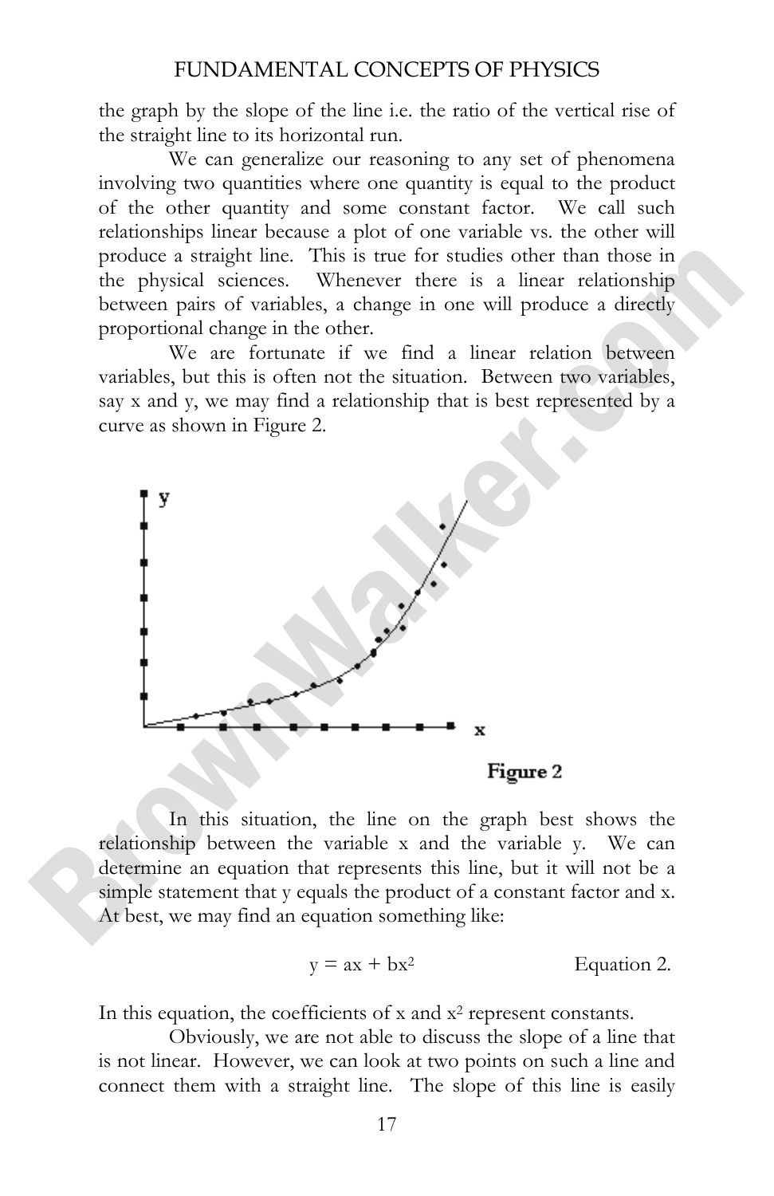the graph by the slope of the line i.e. the ratio of the vertical rise of the straight line to its horizontal run.

We can generalize our reasoning to any set of phenomena involving two quantities where one quantity is equal to the product of the other quantity and some constant factor. We call such relationships linear because a plot of one variable vs. the other will produce a straight line. This is true for studies other than those in the physical sciences. Whenever there is a linear relationship between pairs of variables, a change in one will produce a directly proportional change in the other.

We are fortunate if we find a linear relation between variables, but this is often not the situation. Between two variables, say x and y, we may find a relationship that is best represented by a curve as shown in Figure 2.

y

x

**Figure 2**

In this situation, the line on the graph best shows the relationship between the variable x and the variable y. We can determine an equation that represents this line, but it will not be a simple statement that y equals the product of a constant factor and x. At best, we may find an equation something like:

$$y = ax + bx^2 \qquad \text{Equation 2.}$$

In this equation, the coefficients of x and $x^2$ represent constants.

Obviously, we are not able to discuss the slope of a line that is not linear. However, we can look at two points on such a line and connect them with a straight line. The slope of this line is easily